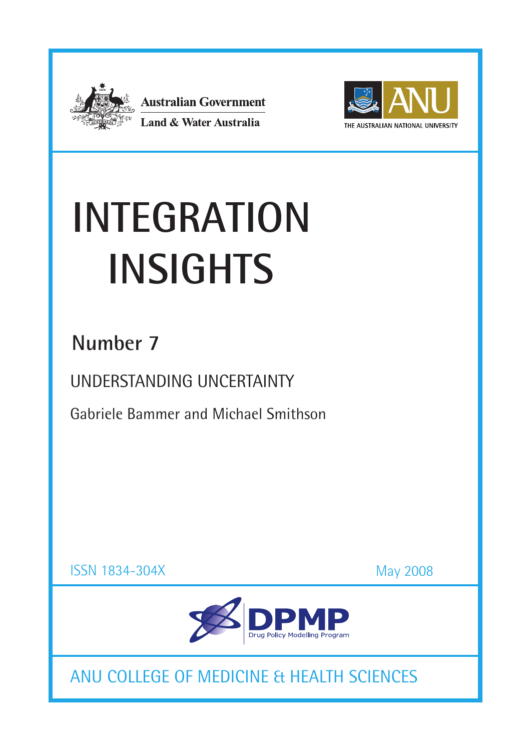Australian Government

Land & Water Australia

THE AUSTRALIAN NATIONAL UNIVERSITY

# INTEGRATION INSIGHTS

## Number 7

### UNDERSTANDING UNCERTAINTY

Gabriele Bammer and Michael Smithson

ISSN 1834-304X

May 2008

DPMP Drug Policy Modelling Program

ANU COLLEGE OF MEDICINE & HEALTH SCIENCES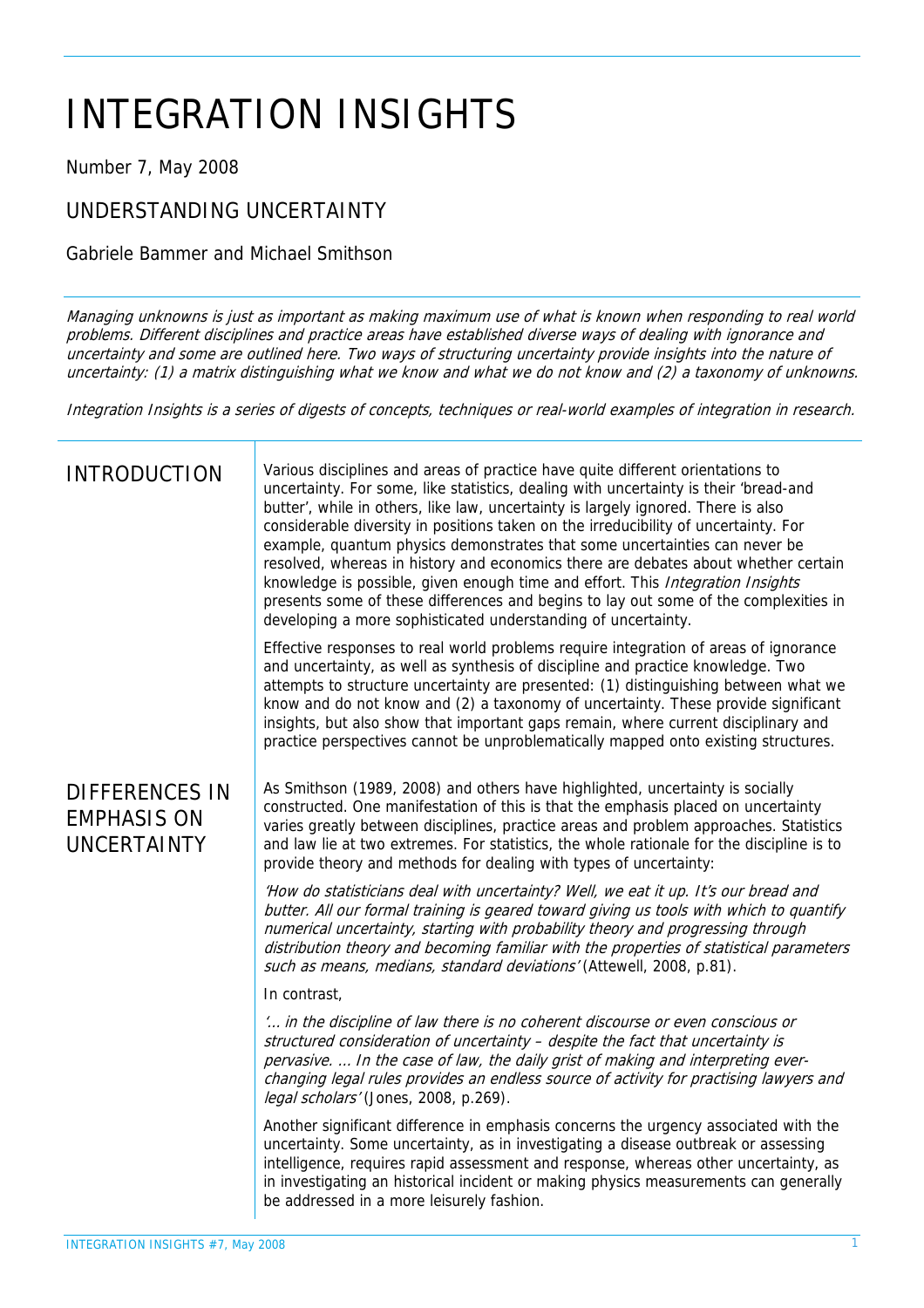# INTEGRATION INSIGHTS

Number 7, May 2008

## UNDERSTANDING UNCERTAINTY

Gabriele Bammer and Michael Smithson

*Managing unknowns is just as important as making maximum use of what is known when responding to real world problems. Different disciplines and practice areas have established diverse ways of dealing with ignorance and uncertainty and some are outlined here. Two ways of structuring uncertainty provide insights into the nature of uncertainty: (1) a matrix distinguishing what we know and what we do not know and (2) a taxonomy of unknowns.*

*Integration Insights is a series of digests of concepts, techniques or real-world examples of integration in research.*

## INTRODUCTION

Various disciplines and areas of practice have quite different orientations to uncertainty. For some, like statistics, dealing with uncertainty is their 'bread-and butter', while in others, like law, uncertainty is largely ignored. There is also considerable diversity in positions taken on the irreducibility of uncertainty. For example, quantum physics demonstrates that some uncertainties can never be resolved, whereas in history and economics there are debates about whether certain knowledge is possible, given enough time and effort. This *Integration Insights* presents some of these differences and begins to lay out some of the complexities in developing a more sophisticated understanding of uncertainty.

Effective responses to real world problems require integration of areas of ignorance and uncertainty, as well as synthesis of discipline and practice knowledge. Two attempts to structure uncertainty are presented: (1) distinguishing between what we know and do not know and (2) a taxonomy of uncertainty. These provide significant insights, but also show that important gaps remain, where current disciplinary and practice perspectives cannot be unproblematically mapped onto existing structures.

## DIFFERENCES IN EMPHASIS ON UNCERTAINTY

As Smithson (1989, 2008) and others have highlighted, uncertainty is socially constructed. One manifestation of this is that the emphasis placed on uncertainty varies greatly between disciplines, practice areas and problem approaches. Statistics and law lie at two extremes. For statistics, the whole rationale for the discipline is to provide theory and methods for dealing with types of uncertainty:

*'How do statisticians deal with uncertainty? Well, we eat it up. It's our bread and butter. All our formal training is geared toward giving us tools with which to quantify numerical uncertainty, starting with probability theory and progressing through distribution theory and becoming familiar with the properties of statistical parameters such as means, medians, standard deviations'* (Attewell, 2008, p.81).

In contrast,

*'... in the discipline of law there is no coherent discourse or even conscious or structured consideration of uncertainty – despite the fact that uncertainty is pervasive. ... In the case of law, the daily grist of making and interpreting ever-changing legal rules provides an endless source of activity for practising lawyers and legal scholars'* (Jones, 2008, p.269).

Another significant difference in emphasis concerns the urgency associated with the uncertainty. Some uncertainty, as in investigating a disease outbreak or assessing intelligence, requires rapid assessment and response, whereas other uncertainty, as in investigating an historical incident or making physics measurements can generally be addressed in a more leisurely fashion.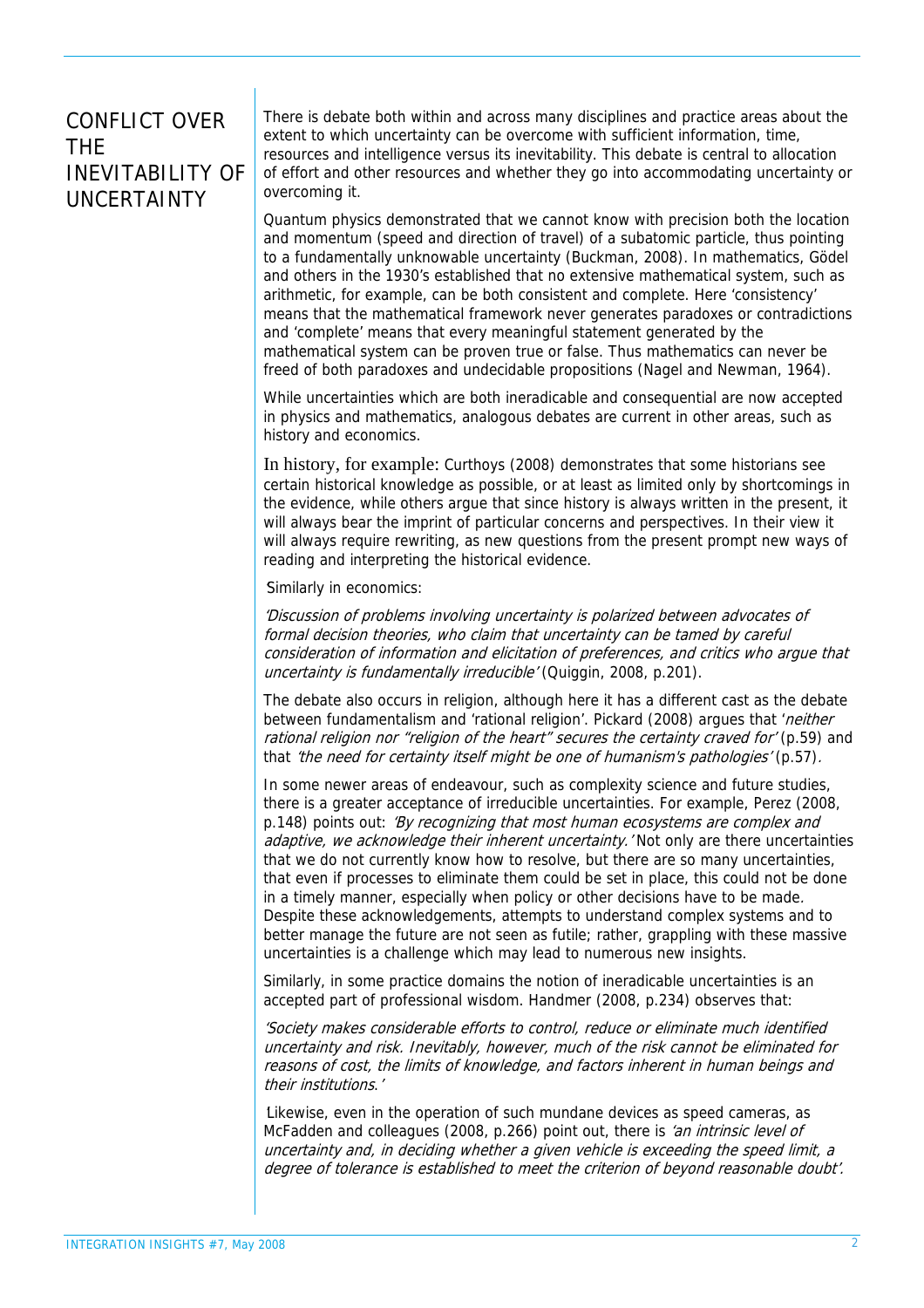## CONFLICT OVER THE INEVITABILITY OF UNCERTAINTY

There is debate both within and across many disciplines and practice areas about the extent to which uncertainty can be overcome with sufficient information, time, resources and intelligence versus its inevitability. This debate is central to allocation of effort and other resources and whether they go into accommodating uncertainty or overcoming it.

Quantum physics demonstrated that we cannot know with precision both the location and momentum (speed and direction of travel) of a subatomic particle, thus pointing to a fundamentally unknowable uncertainty (Buckman, 2008). In mathematics, Gödel and others in the 1930's established that no extensive mathematical system, such as arithmetic, for example, can be both consistent and complete. Here 'consistency' means that the mathematical framework never generates paradoxes or contradictions and 'complete' means that every meaningful statement generated by the mathematical system can be proven true or false. Thus mathematics can never be freed of both paradoxes and undecidable propositions (Nagel and Newman, 1964).

While uncertainties which are both ineradicable and consequential are now accepted in physics and mathematics, analogous debates are current in other areas, such as history and economics.

In history, for example: Curthoys (2008) demonstrates that some historians see certain historical knowledge as possible, or at least as limited only by shortcomings in the evidence, while others argue that since history is always written in the present, it will always bear the imprint of particular concerns and perspectives. In their view it will always require rewriting, as new questions from the present prompt new ways of reading and interpreting the historical evidence.

Similarly in economics:

*'Discussion of problems involving uncertainty is polarized between advocates of formal decision theories, who claim that uncertainty can be tamed by careful consideration of information and elicitation of preferences, and critics who argue that uncertainty is fundamentally irreducible'* (Quiggin, 2008, p.201).

The debate also occurs in religion, although here it has a different cast as the debate between fundamentalism and 'rational religion'. Pickard (2008) argues that '*neither rational religion nor "religion of the heart" secures the certainty craved for'* (p.59) and that *'the need for certainty itself might be one of humanism's pathologies'* (p.57).

In some newer areas of endeavour, such as complexity science and future studies, there is a greater acceptance of irreducible uncertainties. For example, Perez (2008, p.148) points out: *'By recognizing that most human ecosystems are complex and adaptive, we acknowledge their inherent uncertainty.'* Not only are there uncertainties that we do not currently know how to resolve, but there are so many uncertainties, that even if processes to eliminate them could be set in place, this could not be done in a timely manner, especially when policy or other decisions have to be made. Despite these acknowledgements, attempts to understand complex systems and to better manage the future are not seen as futile; rather, grappling with these massive uncertainties is a challenge which may lead to numerous new insights.

Similarly, in some practice domains the notion of ineradicable uncertainties is an accepted part of professional wisdom. Handmer (2008, p.234) observes that:

*'Society makes considerable efforts to control, reduce or eliminate much identified uncertainty and risk. Inevitably, however, much of the risk cannot be eliminated for reasons of cost, the limits of knowledge, and factors inherent in human beings and their institutions.'*

Likewise, even in the operation of such mundane devices as speed cameras, as McFadden and colleagues (2008, p.266) point out, there is *'an intrinsic level of uncertainty and, in deciding whether a given vehicle is exceeding the speed limit, a degree of tolerance is established to meet the criterion of beyond reasonable doubt'.*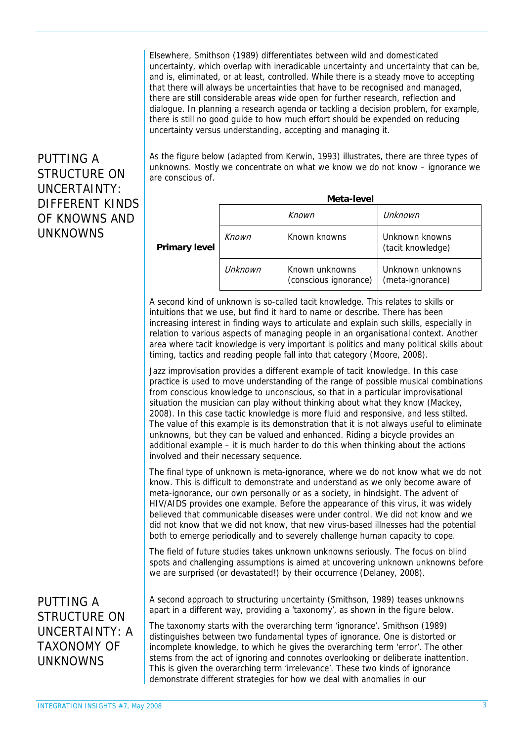Elsewhere, Smithson (1989) differentiates between wild and domesticated uncertainty, which overlap with ineradicable uncertainty and uncertainty that can be, and is, eliminated, or at least, controlled. While there is a steady move to accepting that there will always be uncertainties that have to be recognised and managed, there are still considerable areas wide open for further research, reflection and dialogue. In planning a research agenda or tackling a decision problem, for example, there is still no good guide to how much effort should be expended on reducing uncertainty versus understanding, accepting and managing it.

## PUTTING A STRUCTURE ON UNCERTAINTY: DIFFERENT KINDS OF KNOWNS AND UNKNOWNS

As the figure below (adapted from Kerwin, 1993) illustrates, there are three types of unknowns. Mostly we concentrate on what we know we do not know – ignorance we are conscious of.

| | | **Meta-level** | |
|---|---|---|---|
| | | *Known* | *Unknown* |
| **Primary level** | *Known* | Known knowns | Unknown knowns (tacit knowledge) |
| | *Unknown* | Known unknowns (conscious ignorance) | Unknown unknowns (meta-ignorance) |

A second kind of unknown is so-called tacit knowledge. This relates to skills or intuitions that we use, but find it hard to name or describe. There has been increasing interest in finding ways to articulate and explain such skills, especially in relation to various aspects of managing people in an organisational context. Another area where tacit knowledge is very important is politics and many political skills about timing, tactics and reading people fall into that category (Moore, 2008).

Jazz improvisation provides a different example of tacit knowledge. In this case practice is used to move understanding of the range of possible musical combinations from conscious knowledge to unconscious, so that in a particular improvisational situation the musician can play without thinking about what they know (Mackey, 2008). In this case tactic knowledge is more fluid and responsive, and less stilted. The value of this example is its demonstration that it is not always useful to eliminate unknowns, but they can be valued and enhanced. Riding a bicycle provides an additional example – it is much harder to do this when thinking about the actions involved and their necessary sequence.

The final type of unknown is meta-ignorance, where we do not know what we do not know. This is difficult to demonstrate and understand as we only become aware of meta-ignorance, our own personally or as a society, in hindsight. The advent of HIV/AIDS provides one example. Before the appearance of this virus, it was widely believed that communicable diseases were under control. We did not know and we did not know that we did not know, that new virus-based illnesses had the potential both to emerge periodically and to severely challenge human capacity to cope.

The field of future studies takes unknown unknowns seriously. The focus on blind spots and challenging assumptions is aimed at uncovering unknown unknowns before we are surprised (or devastated!) by their occurrence (Delaney, 2008).

## PUTTING A STRUCTURE ON UNCERTAINTY: A TAXONOMY OF UNKNOWNS

A second approach to structuring uncertainty (Smithson, 1989) teases unknowns apart in a different way, providing a 'taxonomy', as shown in the figure below.

The taxonomy starts with the overarching term 'ignorance'. Smithson (1989) distinguishes between two fundamental types of ignorance. One is distorted or incomplete knowledge, to which he gives the overarching term 'error'. The other stems from the act of ignoring and connotes overlooking or deliberate inattention. This is given the overarching term 'irrelevance'. These two kinds of ignorance demonstrate different strategies for how we deal with anomalies in our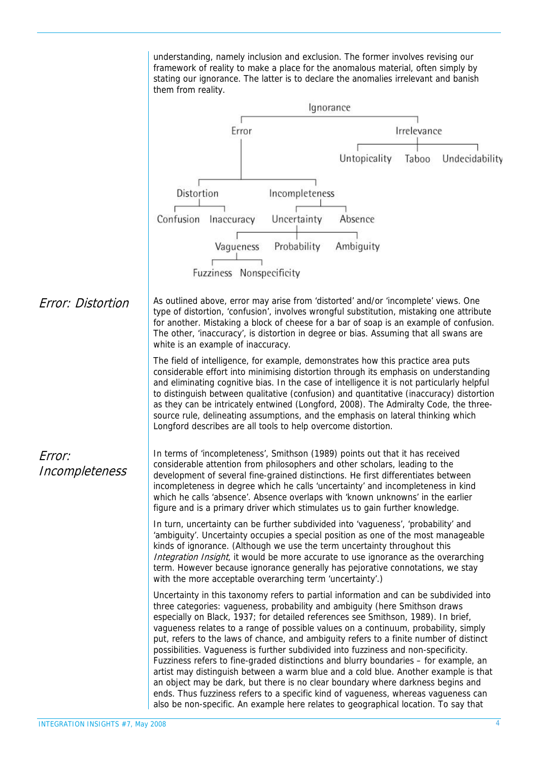understanding, namely inclusion and exclusion. The former involves revising our framework of reality to make a place for the anomalous material, often simply by stating our ignorance. The latter is to declare the anomalies irrelevant and banish them from reality.

- Ignorance
  - Error
    - Distortion
      - Confusion
      - Inaccuracy
    - Incompleteness
      - Uncertainty
        - Vagueness
          - Fuzziness
          - Nonspecificity
        - Probability
        - Ambiguity
      - Absence
  - Irrelevance
    - Untopicality
    - Taboo
    - Undecidability

## *Error: Distortion*

As outlined above, error may arise from 'distorted' and/or 'incomplete' views. One type of distortion, 'confusion', involves wrongful substitution, mistaking one attribute for another. Mistaking a block of cheese for a bar of soap is an example of confusion. The other, 'inaccuracy', is distortion in degree or bias. Assuming that all swans are white is an example of inaccuracy.

The field of intelligence, for example, demonstrates how this practice area puts considerable effort into minimising distortion through its emphasis on understanding and eliminating cognitive bias. In the case of intelligence it is not particularly helpful to distinguish between qualitative (confusion) and quantitative (inaccuracy) distortion as they can be intricately entwined (Longford, 2008). The Admiralty Code, the three-source rule, delineating assumptions, and the emphasis on lateral thinking which Longford describes are all tools to help overcome distortion.

## *Error: Incompleteness*

In terms of 'incompleteness', Smithson (1989) points out that it has received considerable attention from philosophers and other scholars, leading to the development of several fine-grained distinctions. He first differentiates between incompleteness in degree which he calls 'uncertainty' and incompleteness in kind which he calls 'absence'. Absence overlaps with 'known unknowns' in the earlier figure and is a primary driver which stimulates us to gain further knowledge.

In turn, uncertainty can be further subdivided into 'vagueness', 'probability' and 'ambiguity'. Uncertainty occupies a special position as one of the most manageable kinds of ignorance. (Although we use the term uncertainty throughout this *Integration Insight*, it would be more accurate to use ignorance as the overarching term. However because ignorance generally has pejorative connotations, we stay with the more acceptable overarching term 'uncertainty'.)

Uncertainty in this taxonomy refers to partial information and can be subdivided into three categories: vagueness, probability and ambiguity (here Smithson draws especially on Black, 1937; for detailed references see Smithson, 1989). In brief, vagueness relates to a range of possible values on a continuum, probability, simply put, refers to the laws of chance, and ambiguity refers to a finite number of distinct possibilities. Vagueness is further subdivided into fuzziness and non-specificity. Fuzziness refers to fine-graded distinctions and blurry boundaries – for example, an artist may distinguish between a warm blue and a cold blue. Another example is that an object may be dark, but there is no clear boundary where darkness begins and ends. Thus fuzziness refers to a specific kind of vagueness, whereas vagueness can also be non-specific. An example here relates to geographical location. To say that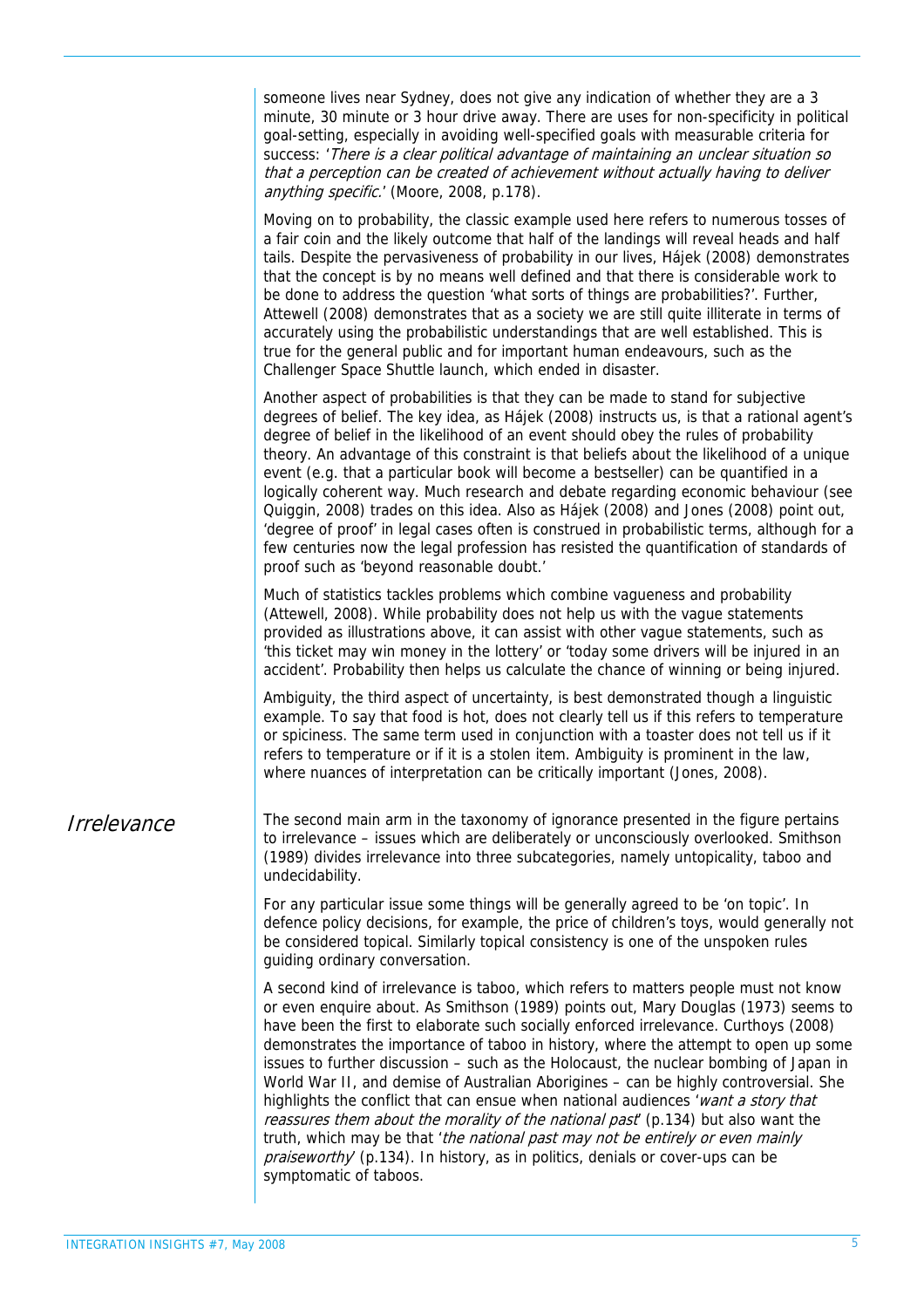someone lives near Sydney, does not give any indication of whether they are a 3 minute, 30 minute or 3 hour drive away. There are uses for non-specificity in political goal-setting, especially in avoiding well-specified goals with measurable criteria for success: '*There is a clear political advantage of maintaining an unclear situation so that a perception can be created of achievement without actually having to deliver anything specific.*' (Moore, 2008, p.178).

Moving on to probability, the classic example used here refers to numerous tosses of a fair coin and the likely outcome that half of the landings will reveal heads and half tails. Despite the pervasiveness of probability in our lives, Hájek (2008) demonstrates that the concept is by no means well defined and that there is considerable work to be done to address the question 'what sorts of things are probabilities?'. Further, Attewell (2008) demonstrates that as a society we are still quite illiterate in terms of accurately using the probabilistic understandings that are well established. This is true for the general public and for important human endeavours, such as the Challenger Space Shuttle launch, which ended in disaster.

Another aspect of probabilities is that they can be made to stand for subjective degrees of belief. The key idea, as Hájek (2008) instructs us, is that a rational agent's degree of belief in the likelihood of an event should obey the rules of probability theory. An advantage of this constraint is that beliefs about the likelihood of a unique event (e.g. that a particular book will become a bestseller) can be quantified in a logically coherent way. Much research and debate regarding economic behaviour (see Quiggin, 2008) trades on this idea. Also as Hájek (2008) and Jones (2008) point out, 'degree of proof' in legal cases often is construed in probabilistic terms, although for a few centuries now the legal profession has resisted the quantification of standards of proof such as 'beyond reasonable doubt.'

Much of statistics tackles problems which combine vagueness and probability (Attewell, 2008). While probability does not help us with the vague statements provided as illustrations above, it can assist with other vague statements, such as 'this ticket may win money in the lottery' or 'today some drivers will be injured in an accident'. Probability then helps us calculate the chance of winning or being injured.

Ambiguity, the third aspect of uncertainty, is best demonstrated though a linguistic example. To say that food is hot, does not clearly tell us if this refers to temperature or spiciness. The same term used in conjunction with a toaster does not tell us if it refers to temperature or if it is a stolen item. Ambiguity is prominent in the law, where nuances of interpretation can be critically important (Jones, 2008).

## *Irrelevance*

The second main arm in the taxonomy of ignorance presented in the figure pertains to irrelevance – issues which are deliberately or unconsciously overlooked. Smithson (1989) divides irrelevance into three subcategories, namely untopicality, taboo and undecidability.

For any particular issue some things will be generally agreed to be 'on topic'. In defence policy decisions, for example, the price of children's toys, would generally not be considered topical. Similarly topical consistency is one of the unspoken rules guiding ordinary conversation.

A second kind of irrelevance is taboo, which refers to matters people must not know or even enquire about. As Smithson (1989) points out, Mary Douglas (1973) seems to have been the first to elaborate such socially enforced irrelevance. Curthoys (2008) demonstrates the importance of taboo in history, where the attempt to open up some issues to further discussion – such as the Holocaust, the nuclear bombing of Japan in World War II, and demise of Australian Aborigines – can be highly controversial. She highlights the conflict that can ensue when national audiences '*want a story that reassures them about the morality of the national past*' (p.134) but also want the truth, which may be that '*the national past may not be entirely or even mainly praiseworthy*' (p.134). In history, as in politics, denials or cover-ups can be symptomatic of taboos.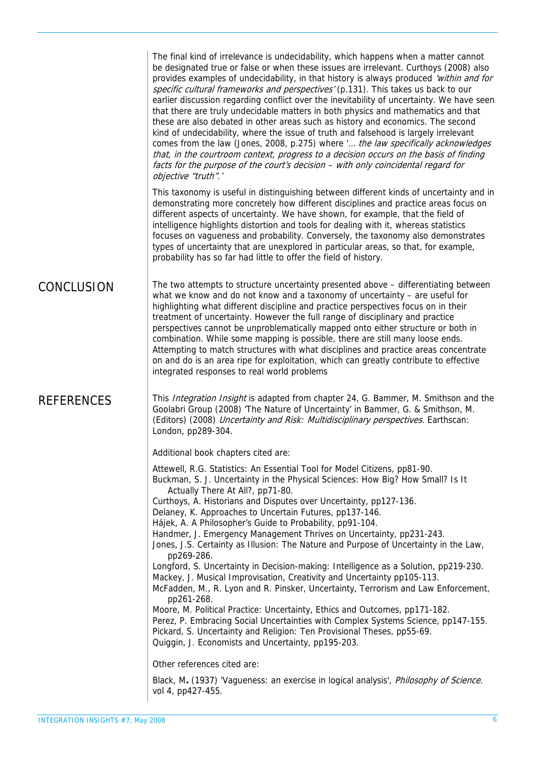The final kind of irrelevance is undecidability, which happens when a matter cannot be designated true or false or when these issues are irrelevant. Curthoys (2008) also provides examples of undecidability, in that history is always produced *'within and for specific cultural frameworks and perspectives'* (p.131). This takes us back to our earlier discussion regarding conflict over the inevitability of uncertainty. We have seen that there are truly undecidable matters in both physics and mathematics and that these are also debated in other areas such as history and economics. The second kind of undecidability, where the issue of truth and falsehood is largely irrelevant comes from the law (Jones, 2008, p.275) where '… *the law specifically acknowledges that, in the courtroom context, progress to a decision occurs on the basis of finding facts for the purpose of the court's decision – with only coincidental regard for objective "truth".'*

This taxonomy is useful in distinguishing between different kinds of uncertainty and in demonstrating more concretely how different disciplines and practice areas focus on different aspects of uncertainty. We have shown, for example, that the field of intelligence highlights distortion and tools for dealing with it, whereas statistics focuses on vagueness and probability. Conversely, the taxonomy also demonstrates types of uncertainty that are unexplored in particular areas, so that, for example, probability has so far had little to offer the field of history.

## CONCLUSION

The two attempts to structure uncertainty presented above – differentiating between what we know and do not know and a taxonomy of uncertainty – are useful for highlighting what different discipline and practice perspectives focus on in their treatment of uncertainty. However the full range of disciplinary and practice perspectives cannot be unproblematically mapped onto either structure or both in combination. While some mapping is possible, there are still many loose ends. Attempting to match structures with what disciplines and practice areas concentrate on and do is an area ripe for exploitation, which can greatly contribute to effective integrated responses to real world problems

## REFERENCES

This *Integration Insight* is adapted from chapter 24, G. Bammer, M. Smithson and the Goolabri Group (2008) 'The Nature of Uncertainty' in Bammer, G. & Smithson, M. (Editors) (2008) *Uncertainty and Risk: Multidisciplinary perspectives.* Earthscan: London, pp289-304.

Additional book chapters cited are:

Attewell, R.G. Statistics: An Essential Tool for Model Citizens, pp81-90.
Buckman, S. J. Uncertainty in the Physical Sciences: How Big? How Small? Is It Actually There At All?, pp71-80.
Curthoys, A. Historians and Disputes over Uncertainty, pp127-136.
Delaney, K. Approaches to Uncertain Futures, pp137-146.
Hájek, A. A Philosopher's Guide to Probability, pp91-104.
Handmer, J. Emergency Management Thrives on Uncertainty, pp231-243.
Jones, J.S. Certainty as Illusion: The Nature and Purpose of Uncertainty in the Law, pp269-286.
Longford, S. Uncertainty in Decision-making: Intelligence as a Solution, pp219-230.
Mackey, J. Musical Improvisation, Creativity and Uncertainty pp105-113.
McFadden, M., R. Lyon and R. Pinsker, Uncertainty, Terrorism and Law Enforcement, pp261-268.
Moore, M. Political Practice: Uncertainty, Ethics and Outcomes, pp171-182.
Perez, P. Embracing Social Uncertainties with Complex Systems Science, pp147-155.
Pickard, S. Uncertainty and Religion: Ten Provisional Theses, pp55-69.
Quiggin, J. Economists and Uncertainty, pp195-203.

Other references cited are:

Black, M**.** (1937) 'Vagueness: an exercise in logical analysis', *Philosophy of Science.* vol 4, pp427-455.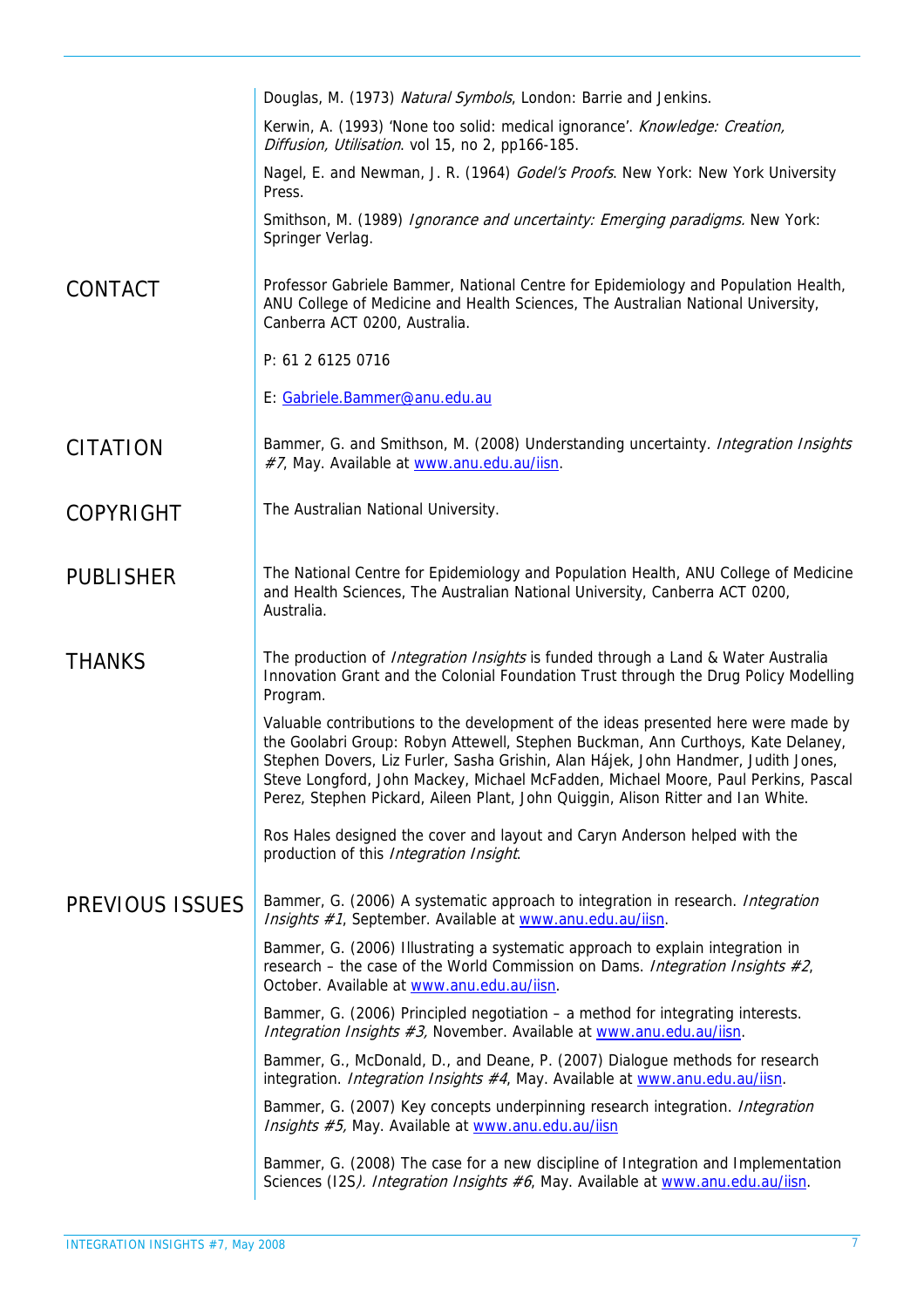Douglas, M. (1973) *Natural Symbols*, London: Barrie and Jenkins.

Kerwin, A. (1993) 'None too solid: medical ignorance'. *Knowledge: Creation, Diffusion, Utilisation*. vol 15, no 2, pp166-185.

Nagel, E. and Newman, J. R. (1964) *Godel's Proofs*. New York: New York University Press.

Smithson, M. (1989) *Ignorance and uncertainty: Emerging paradigms.* New York: Springer Verlag.

## CONTACT

Professor Gabriele Bammer, National Centre for Epidemiology and Population Health, ANU College of Medicine and Health Sciences, The Australian National University, Canberra ACT 0200, Australia.

P: 61 2 6125 0716

E: Gabriele.Bammer@anu.edu.au

## CITATION

Bammer, G. and Smithson, M. (2008) Understanding uncertainty. *Integration Insights #7*, May. Available at www.anu.edu.au/iisn.

## COPYRIGHT

The Australian National University.

## PUBLISHER

The National Centre for Epidemiology and Population Health, ANU College of Medicine and Health Sciences, The Australian National University, Canberra ACT 0200, Australia.

## THANKS

The production of *Integration Insights* is funded through a Land & Water Australia Innovation Grant and the Colonial Foundation Trust through the Drug Policy Modelling Program.

Valuable contributions to the development of the ideas presented here were made by the Goolabri Group: Robyn Attewell, Stephen Buckman, Ann Curthoys, Kate Delaney, Stephen Dovers, Liz Furler, Sasha Grishin, Alan Hájek, John Handmer, Judith Jones, Steve Longford, John Mackey, Michael McFadden, Michael Moore, Paul Perkins, Pascal Perez, Stephen Pickard, Aileen Plant, John Quiggin, Alison Ritter and Ian White.

Ros Hales designed the cover and layout and Caryn Anderson helped with the production of this *Integration Insight*.

## PREVIOUS ISSUES

Bammer, G. (2006) A systematic approach to integration in research. *Integration Insights #1*, September. Available at www.anu.edu.au/iisn.

Bammer, G. (2006) Illustrating a systematic approach to explain integration in research – the case of the World Commission on Dams. *Integration Insights #2*, October. Available at www.anu.edu.au/iisn.

Bammer, G. (2006) Principled negotiation – a method for integrating interests. *Integration Insights #3,* November. Available at www.anu.edu.au/iisn.

Bammer, G., McDonald, D., and Deane, P. (2007) Dialogue methods for research integration. *Integration Insights #4*, May. Available at www.anu.edu.au/iisn.

Bammer, G. (2007) Key concepts underpinning research integration. *Integration Insights #5,* May. Available at www.anu.edu.au/iisn

Bammer, G. (2008) The case for a new discipline of Integration and Implementation Sciences (I2S*). Integration Insights #6*, May. Available at www.anu.edu.au/iisn.